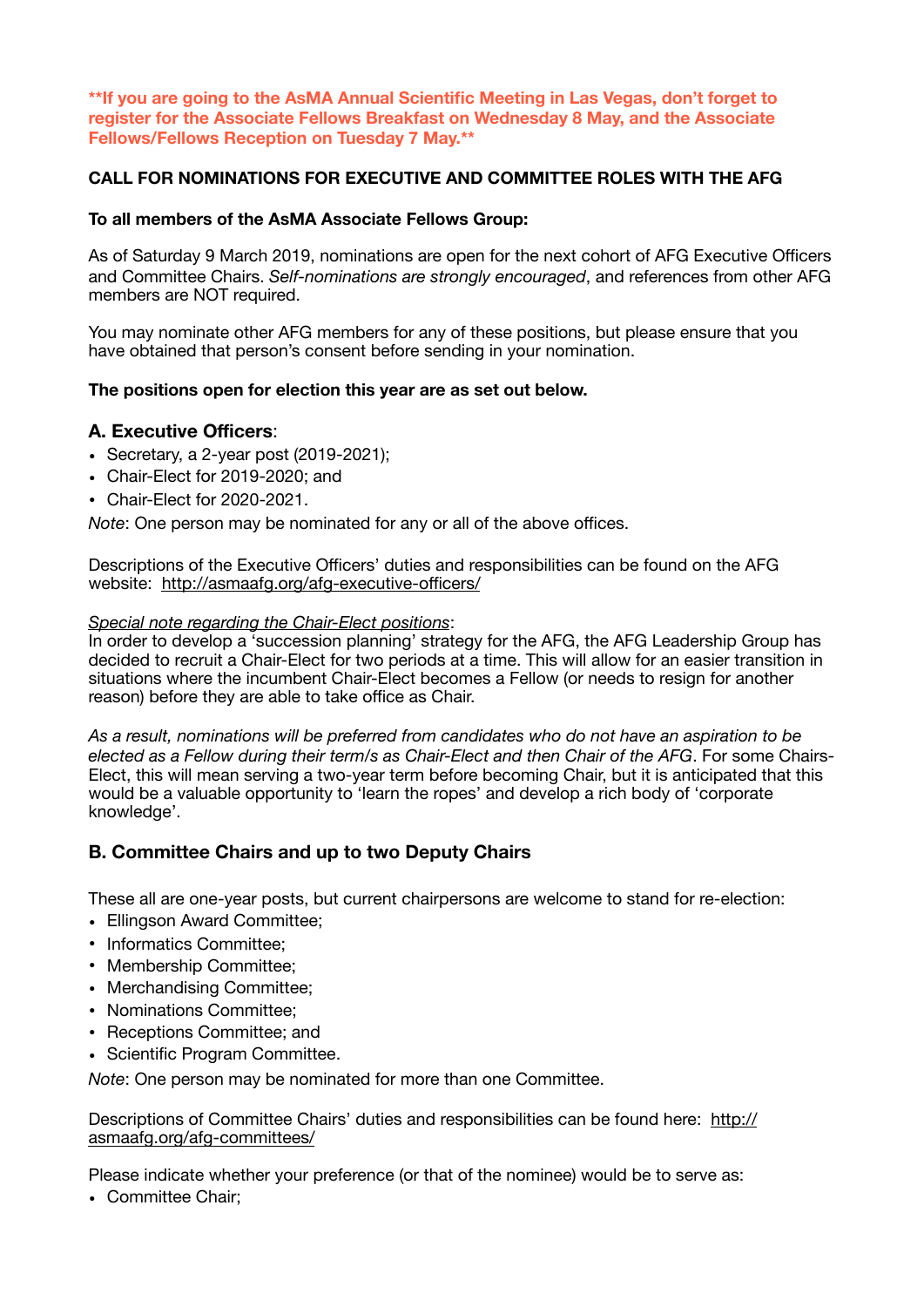**\*\*If you are going to the AsMA Annual Scientific Meeting in Las Vegas, don't forget to register for the Associate Fellows Breakfast on Wednesday 8 May, and the Associate Fellows/Fellows Reception on Tuesday 7 May.\*\***

**CALL FOR NOMINATIONS FOR EXECUTIVE AND COMMITTEE ROLES WITH THE AFG**

**To all members of the AsMA Associate Fellows Group:**

As of Saturday 9 March 2019, nominations are open for the next cohort of AFG Executive Officers and Committee Chairs. *Self-nominations are strongly encouraged*, and references from other AFG members are NOT required.

You may nominate other AFG members for any of these positions, but please ensure that you have obtained that person's consent before sending in your nomination.

**The positions open for election this year are as set out below.**

## A. Executive Officers:

- Secretary, a 2-year post (2019-2021);
- Chair-Elect for 2019-2020; and
- Chair-Elect for 2020-2021.

*Note*: One person may be nominated for any or all of the above offices.

Descriptions of the Executive Officers' duties and responsibilities can be found on the AFG website: http://asmaafg.org/afg-executive-officers/

*Special note regarding the Chair-Elect positions*:
In order to develop a 'succession planning' strategy for the AFG, the AFG Leadership Group has decided to recruit a Chair-Elect for two periods at a time. This will allow for an easier transition in situations where the incumbent Chair-Elect becomes a Fellow (or needs to resign for another reason) before they are able to take office as Chair.

*As a result, nominations will be preferred from candidates who do not have an aspiration to be elected as a Fellow during their term/s as Chair-Elect and then Chair of the AFG*. For some Chairs-Elect, this will mean serving a two-year term before becoming Chair, but it is anticipated that this would be a valuable opportunity to 'learn the ropes' and develop a rich body of 'corporate knowledge'.

## B. Committee Chairs and up to two Deputy Chairs

These all are one-year posts, but current chairpersons are welcome to stand for re-election:

- Ellingson Award Committee;
- Informatics Committee;
- Membership Committee;
- Merchandising Committee;
- Nominations Committee;
- Receptions Committee; and
- Scientific Program Committee.

*Note*: One person may be nominated for more than one Committee.

Descriptions of Committee Chairs' duties and responsibilities can be found here: http://asmaafg.org/afg-committees/

Please indicate whether your preference (or that of the nominee) would be to serve as:

- Committee Chair;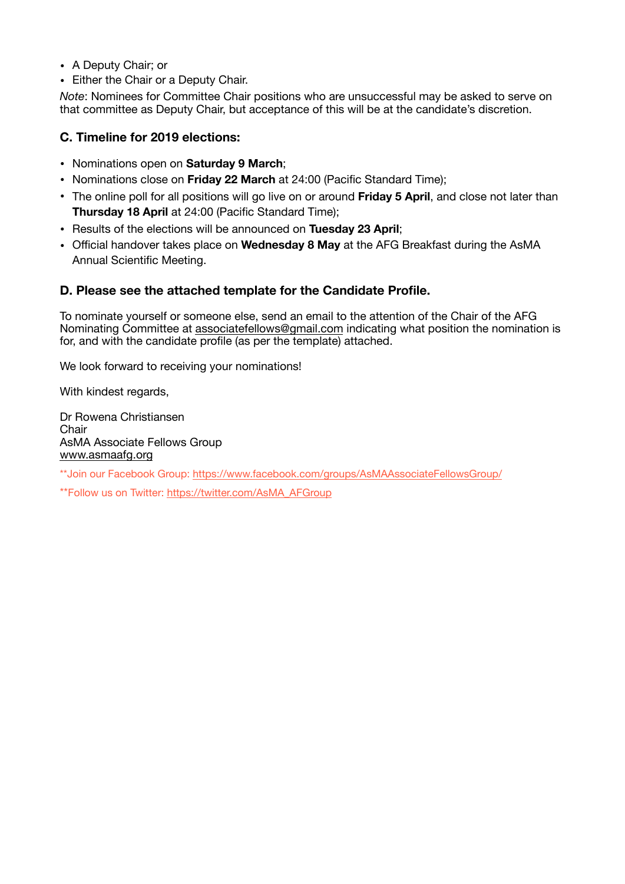- A Deputy Chair; or
- Either the Chair or a Deputy Chair.

*Note*: Nominees for Committee Chair positions who are unsuccessful may be asked to serve on that committee as Deputy Chair, but acceptance of this will be at the candidate's discretion.

### C. Timeline for 2019 elections:

- Nominations open on **Saturday 9 March**;
- Nominations close on **Friday 22 March** at 24:00 (Pacific Standard Time);
- The online poll for all positions will go live on or around **Friday 5 April**, and close not later than **Thursday 18 April** at 24:00 (Pacific Standard Time);
- Results of the elections will be announced on **Tuesday 23 April**;
- Official handover takes place on **Wednesday 8 May** at the AFG Breakfast during the AsMA Annual Scientific Meeting.

### D. Please see the attached template for the Candidate Profile.

To nominate yourself or someone else, send an email to the attention of the Chair of the AFG Nominating Committee at associatefellows@gmail.com indicating what position the nomination is for, and with the candidate profile (as per the template) attached.

We look forward to receiving your nominations!

With kindest regards,

Dr Rowena Christiansen
Chair
AsMA Associate Fellows Group
www.asmaafg.org

**Join our Facebook Group: https://www.facebook.com/groups/AsMAAssociateFellowsGroup/

**Follow us on Twitter: https://twitter.com/AsMA_AFGroup